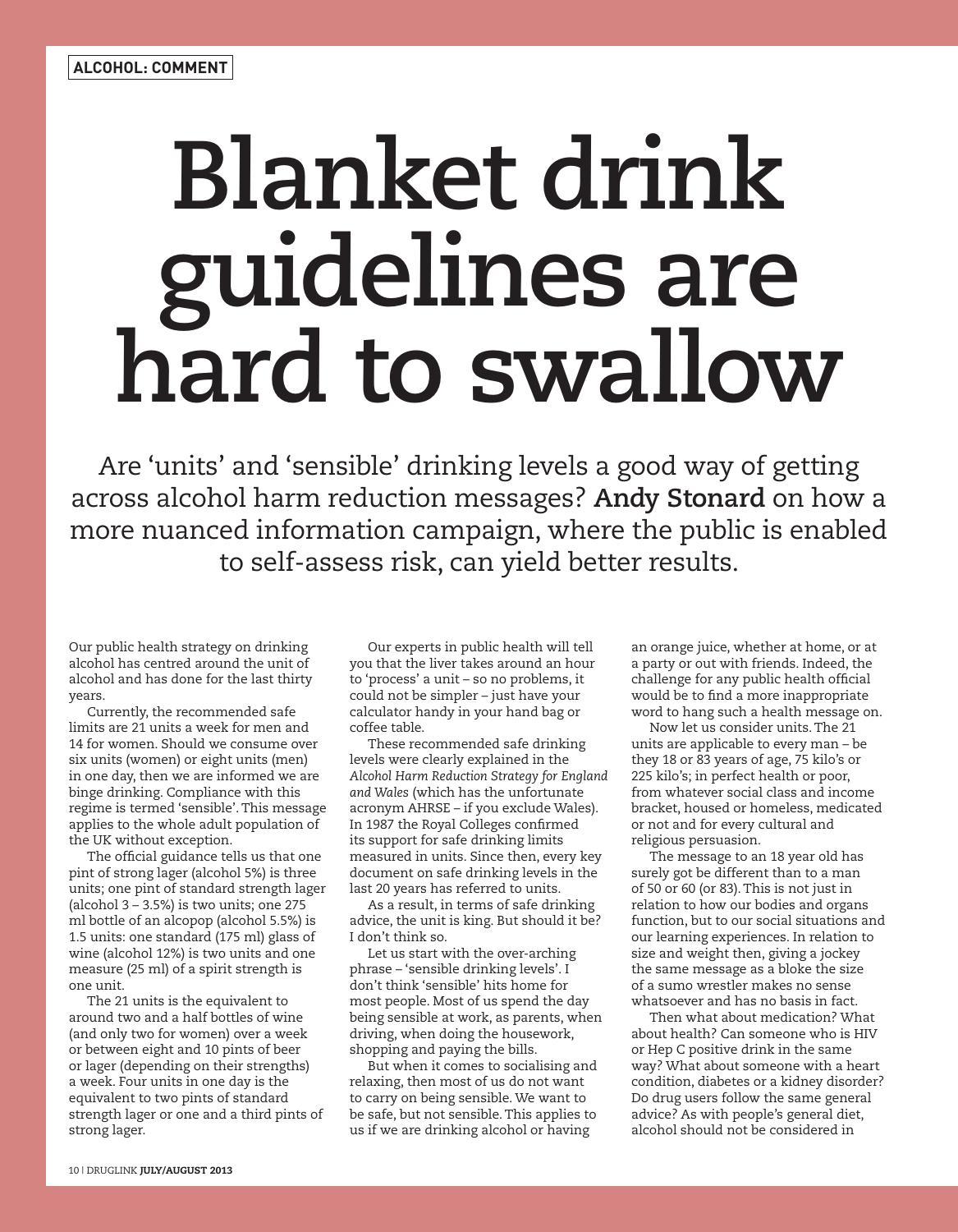ALCOHOL: COMMENT

# Blanket drink guidelines are hard to swallow

Are 'units' and 'sensible' drinking levels a good way of getting across alcohol harm reduction messages? **Andy Stonard** on how a more nuanced information campaign, where the public is enabled to self-assess risk, can yield better results.

Our public health strategy on drinking alcohol has centred around the unit of alcohol and has done for the last thirty years.

Currently, the recommended safe limits are 21 units a week for men and 14 for women. Should we consume over six units (women) or eight units (men) in one day, then we are informed we are binge drinking. Compliance with this regime is termed 'sensible'. This message applies to the whole adult population of the UK without exception.

The official guidance tells us that one pint of strong lager (alcohol 5%) is three units; one pint of standard strength lager (alcohol 3 – 3.5%) is two units; one 275 ml bottle of an alcopop (alcohol 5.5%) is 1.5 units: one standard (175 ml) glass of wine (alcohol 12%) is two units and one measure (25 ml) of a spirit strength is one unit.

The 21 units is the equivalent to around two and a half bottles of wine (and only two for women) over a week or between eight and 10 pints of beer or lager (depending on their strengths) a week. Four units in one day is the equivalent to two pints of standard strength lager or one and a third pints of strong lager.

Our experts in public health will tell you that the liver takes around an hour to 'process' a unit – so no problems, it could not be simpler – just have your calculator handy in your hand bag or coffee table.

These recommended safe drinking levels were clearly explained in the *Alcohol Harm Reduction Strategy for England and Wales* (which has the unfortunate acronym AHRSE – if you exclude Wales). In 1987 the Royal Colleges confirmed its support for safe drinking limits measured in units. Since then, every key document on safe drinking levels in the last 20 years has referred to units.

As a result, in terms of safe drinking advice, the unit is king. But should it be? I don't think so.

Let us start with the over-arching phrase – 'sensible drinking levels'. I don't think 'sensible' hits home for most people. Most of us spend the day being sensible at work, as parents, when driving, when doing the housework, shopping and paying the bills.

But when it comes to socialising and relaxing, then most of us do not want to carry on being sensible. We want to be safe, but not sensible. This applies to us if we are drinking alcohol or having an orange juice, whether at home, or at a party or out with friends. Indeed, the challenge for any public health official would be to find a more inappropriate word to hang such a health message on.

Now let us consider units. The 21 units are applicable to every man – be they 18 or 83 years of age, 75 kilo's or 225 kilo's; in perfect health or poor, from whatever social class and income bracket, housed or homeless, medicated or not and for every cultural and religious persuasion.

The message to an 18 year old has surely got be different than to a man of 50 or 60 (or 83). This is not just in relation to how our bodies and organs function, but to our social situations and our learning experiences. In relation to size and weight then, giving a jockey the same message as a bloke the size of a sumo wrestler makes no sense whatsoever and has no basis in fact.

Then what about medication? What about health? Can someone who is HIV or Hep C positive drink in the same way? What about someone with a heart condition, diabetes or a kidney disorder? Do drug users follow the same general advice? As with people's general diet, alcohol should not be considered in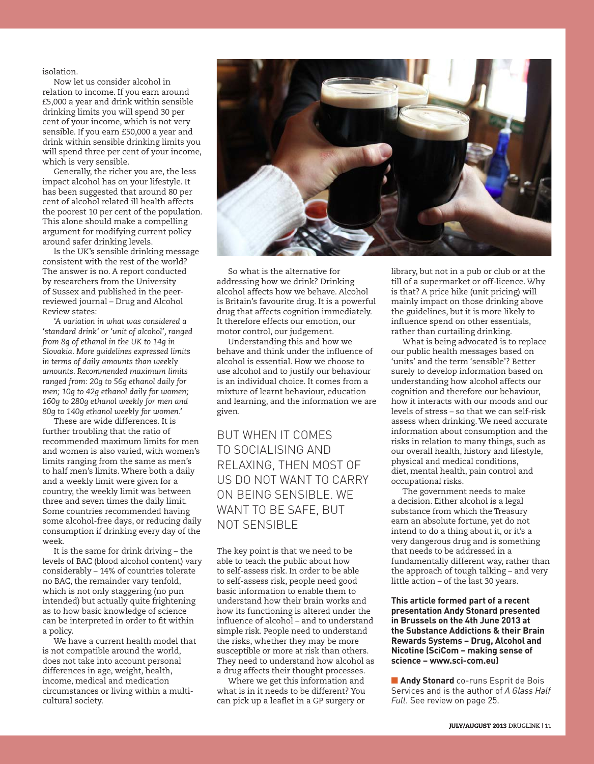isolation.

Now let us consider alcohol in relation to income. If you earn around £5,000 a year and drink within sensible drinking limits you will spend 30 per cent of your income, which is not very sensible. If you earn £50,000 a year and drink within sensible drinking limits you will spend three per cent of your income, which is very sensible.

Generally, the richer you are, the less impact alcohol has on your lifestyle. It has been suggested that around 80 per cent of alcohol related ill health affects the poorest 10 per cent of the population. This alone should make a compelling argument for modifying current policy around safer drinking levels.

Is the UK's sensible drinking message consistent with the rest of the world? The answer is no. A report conducted by researchers from the University of Sussex and published in the peer-reviewed journal – Drug and Alcohol Review states:

*'A variation in what was considered a 'standard drink' or 'unit of alcohol', ranged from 8g of ethanol in the UK to 14g in Slovakia. More guidelines expressed limits in terms of daily amounts than weekly amounts. Recommended maximum limits ranged from: 20g to 56g ethanol daily for men; 10g to 42g ethanol daily for women; 160g to 280g ethanol weekly for men and 80g to 140g ethanol weekly for women.'*

These are wide differences. It is further troubling that the ratio of recommended maximum limits for men and women is also varied, with women's limits ranging from the same as men's to half men's limits. Where both a daily and a weekly limit were given for a country, the weekly limit was between three and seven times the daily limit. Some countries recommended having some alcohol-free days, or reducing daily consumption if drinking every day of the week.

It is the same for drink driving – the levels of BAC (blood alcohol content) vary considerably – 14% of countries tolerate no BAC, the remainder vary tenfold, which is not only staggering (no pun intended) but actually quite frightening as to how basic knowledge of science can be interpreted in order to fit within a policy.

We have a current health model that is not compatible around the world, does not take into account personal differences in age, weight, health, income, medical and medication circumstances or living within a multi-cultural society.

So what is the alternative for addressing how we drink? Drinking alcohol affects how we behave. Alcohol is Britain's favourite drug. It is a powerful drug that affects cognition immediately. It therefore effects our emotion, our motor control, our judgement.

Understanding this and how we behave and think under the influence of alcohol is essential. How we choose to use alcohol and to justify our behaviour is an individual choice. It comes from a mixture of learnt behaviour, education and learning, and the information we are given.

## BUT WHEN IT COMES TO SOCIALISING AND RELAXING, THEN MOST OF US DO NOT WANT TO CARRY ON BEING SENSIBLE. WE WANT TO BE SAFE, BUT NOT SENSIBLE

The key point is that we need to be able to teach the public about how to self-assess risk. In order to be able to self-assess risk, people need good basic information to enable them to understand how their brain works and how its functioning is altered under the influence of alcohol – and to understand simple risk. People need to understand the risks, whether they may be more susceptible or more at risk than others. They need to understand how alcohol as a drug affects their thought processes.

Where we get this information and what is in it needs to be different? You can pick up a leaflet in a GP surgery or library, but not in a pub or club or at the till of a supermarket or off-licence. Why is that? A price hike (unit pricing) will mainly impact on those drinking above the guidelines, but it is more likely to influence spend on other essentials, rather than curtailing drinking.

What is being advocated is to replace our public health messages based on 'units' and the term 'sensible'? Better surely to develop information based on understanding how alcohol affects our cognition and therefore our behaviour, how it interacts with our moods and our levels of stress – so that we can self-risk assess when drinking. We need accurate information about consumption and the risks in relation to many things, such as our overall health, history and lifestyle, physical and medical conditions, diet, mental health, pain control and occupational risks.

The government needs to make a decision. Either alcohol is a legal substance from which the Treasury earn an absolute fortune, yet do not intend to do a thing about it, or it's a very dangerous drug and is something that needs to be addressed in a fundamentally different way, rather than the approach of tough talking – and very little action – of the last 30 years.

**This article formed part of a recent presentation Andy Stonard presented in Brussels on the 4th June 2013 at the Substance Addictions & their Brain Rewards Systems – Drug, Alcohol and Nicotine (SciCom – making sense of science – www.sci-com.eu)**

**Andy Stonard** co-runs Esprit de Bois Services and is the author of *A Glass Half Full*. See review on page 25.